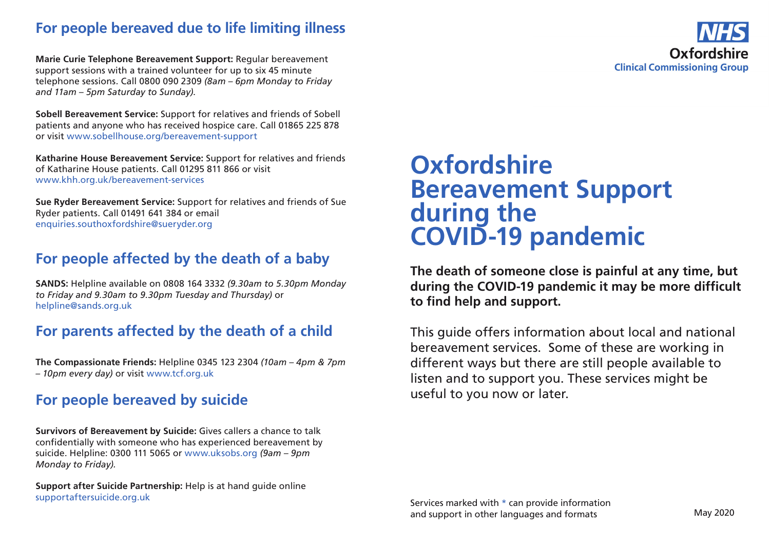NHS
Oxfordshire
Clinical Commissioning Group

# Oxfordshire Bereavement Support during the COVID-19 pandemic

**The death of someone close is painful at any time, but during the COVID-19 pandemic it may be more difficult to find help and support.**

This guide offers information about local and national bereavement services. Some of these are working in different ways but there are still people available to listen and to support you. These services might be useful to you now or later.

Services marked with * can provide information and support in other languages and formats

May 2020

## For people bereaved due to life limiting illness

**Marie Curie Telephone Bereavement Support:** Regular bereavement support sessions with a trained volunteer for up to six 45 minute telephone sessions. Call 0800 090 2309 *(8am – 6pm Monday to Friday and 11am – 5pm Saturday to Sunday).*

**Sobell Bereavement Service:** Support for relatives and friends of Sobell patients and anyone who has received hospice care. Call 01865 225 878 or visit www.sobellhouse.org/bereavement-support

**Katharine House Bereavement Service:** Support for relatives and friends of Katharine House patients. Call 01295 811 866 or visit www.khh.org.uk/bereavement-services

**Sue Ryder Bereavement Service:** Support for relatives and friends of Sue Ryder patients. Call 01491 641 384 or email enquiries.southoxfordshire@sueryder.org

## For people affected by the death of a baby

**SANDS:** Helpline available on 0808 164 3332 *(9.30am to 5.30pm Monday to Friday and 9.30am to 9.30pm Tuesday and Thursday)* or helpline@sands.org.uk

## For parents affected by the death of a child

**The Compassionate Friends:** Helpline 0345 123 2304 *(10am – 4pm & 7pm – 10pm every day)* or visit www.tcf.org.uk

## For people bereaved by suicide

**Survivors of Bereavement by Suicide:** Gives callers a chance to talk confidentially with someone who has experienced bereavement by suicide. Helpline: 0300 111 5065 or www.uksobs.org *(9am – 9pm Monday to Friday).*

**Support after Suicide Partnership:** Help is at hand guide online supportaftersuicide.org.uk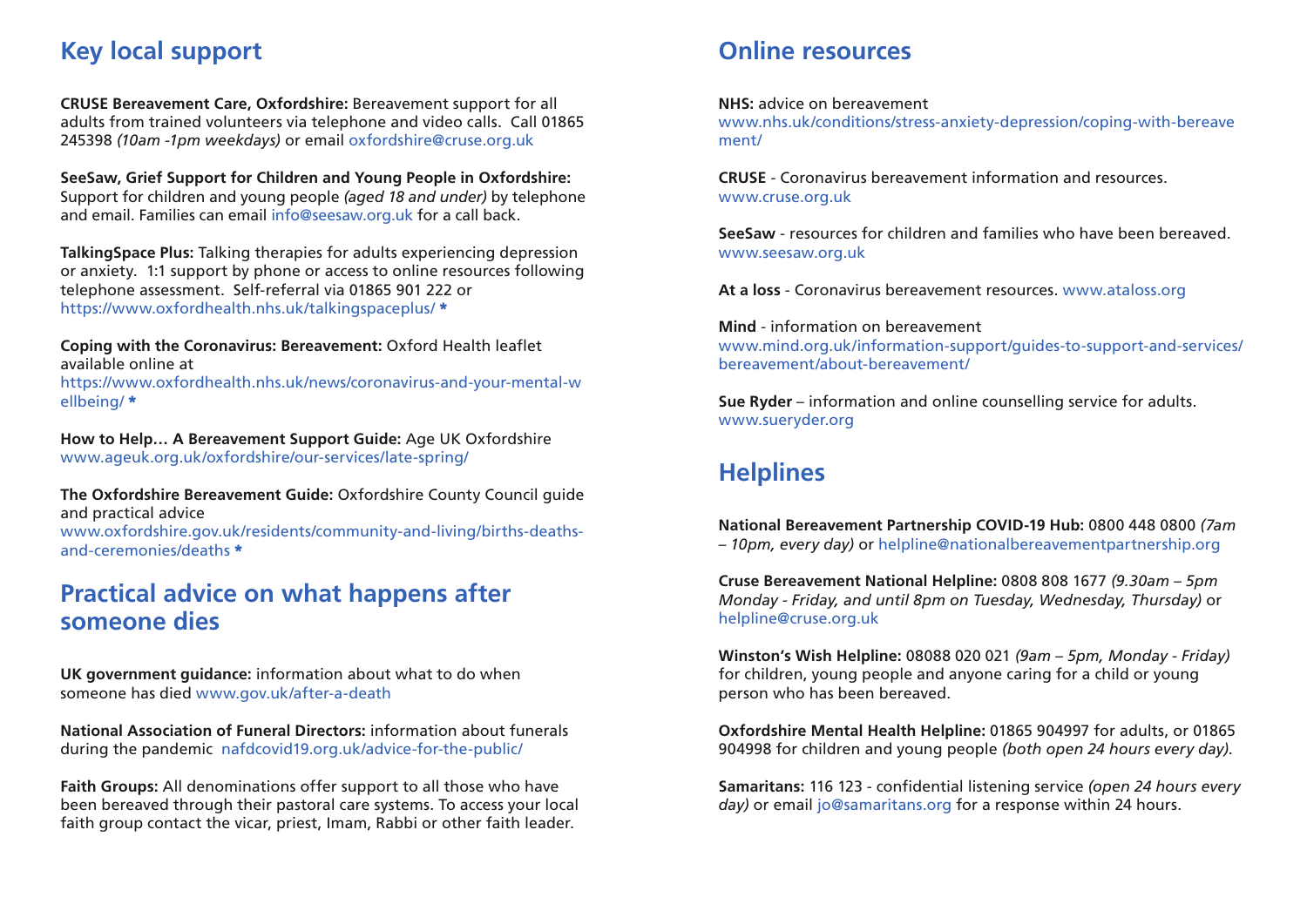## Key local support

**CRUSE Bereavement Care, Oxfordshire:** Bereavement support for all adults from trained volunteers via telephone and video calls. Call 01865 245398 *(10am -1pm weekdays)* or email oxfordshire@cruse.org.uk

**SeeSaw, Grief Support for Children and Young People in Oxfordshire:** Support for children and young people *(aged 18 and under)* by telephone and email. Families can email info@seesaw.org.uk for a call back.

**TalkingSpace Plus:** Talking therapies for adults experiencing depression or anxiety. 1:1 support by phone or access to online resources following telephone assessment. Self-referral via 01865 901 222 or https://www.oxfordhealth.nhs.uk/talkingspaceplus/ *

**Coping with the Coronavirus: Bereavement:** Oxford Health leaflet available online at https://www.oxfordhealth.nhs.uk/news/coronavirus-and-your-mental-wellbeing/ *

**How to Help… A Bereavement Support Guide:** Age UK Oxfordshire www.ageuk.org.uk/oxfordshire/our-services/late-spring/

**The Oxfordshire Bereavement Guide:** Oxfordshire County Council guide and practical advice www.oxfordshire.gov.uk/residents/community-and-living/births-deaths-and-ceremonies/deaths *

## Practical advice on what happens after someone dies

**UK government guidance:** information about what to do when someone has died www.gov.uk/after-a-death

**National Association of Funeral Directors:** information about funerals during the pandemic nafdcovid19.org.uk/advice-for-the-public/

**Faith Groups:** All denominations offer support to all those who have been bereaved through their pastoral care systems. To access your local faith group contact the vicar, priest, Imam, Rabbi or other faith leader.

## Online resources

**NHS:** advice on bereavement
www.nhs.uk/conditions/stress-anxiety-depression/coping-with-bereavement/

**CRUSE** - Coronavirus bereavement information and resources.
www.cruse.org.uk

**SeeSaw** - resources for children and families who have been bereaved.
www.seesaw.org.uk

**At a loss** - Coronavirus bereavement resources. www.ataloss.org

**Mind** - information on bereavement
www.mind.org.uk/information-support/guides-to-support-and-services/bereavement/about-bereavement/

**Sue Ryder** – information and online counselling service for adults.
www.sueryder.org

## Helplines

**National Bereavement Partnership COVID-19 Hub:** 0800 448 0800 *(7am – 10pm, every day)* or helpline@nationalbereavementpartnership.org

**Cruse Bereavement National Helpline:** 0808 808 1677 *(9.30am – 5pm Monday - Friday, and until 8pm on Tuesday, Wednesday, Thursday)* or helpline@cruse.org.uk

**Winston's Wish Helpline:** 08088 020 021 *(9am – 5pm, Monday - Friday)* for children, young people and anyone caring for a child or young person who has been bereaved.

**Oxfordshire Mental Health Helpline:** 01865 904997 for adults, or 01865 904998 for children and young people *(both open 24 hours every day).*

**Samaritans:** 116 123 - confidential listening service *(open 24 hours every day)* or email jo@samaritans.org for a response within 24 hours.